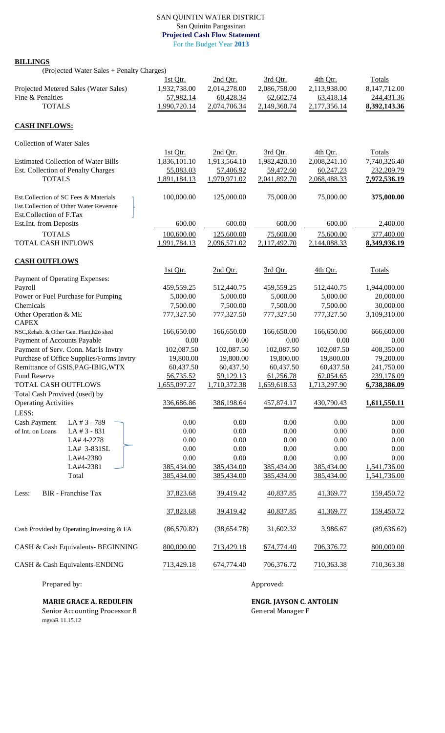# SAN QUINTIN WATER DISTRICT

San Quinitn Pangasinan

**Projected Cash Flow Statement**

For the Budget Year **2013**

**BILLINGS**

(Projected Water Sales + Penalty Charges)

| | 1st Qtr. | 2nd Qtr. | 3rd Qtr. | 4th Qtr. | Totals |
|---|---|---|---|---|---|
| Projected Metered Sales (Water Sales) | 1,932,738.00 | 2,014,278.00 | 2,086,758.00 | 2,113,938.00 | 8,147,712.00 |
| Fine & Penalties | 57,982.14 | 60,428.34 | 62,602.74 | 63,418.14 | 244,431.36 |
| TOTALS | 1,990,720.14 | 2,074,706.34 | 2,149,360.74 | 2,177,356.14 | **8,392,143.36** |

**CASH INFLOWS:**

Collection of Water Sales

| | 1st Qtr. | 2nd Qtr. | 3rd Qtr. | 4th Qtr. | Totals |
|---|---|---|---|---|---|
| Estimated Collection of Water Bills | 1,836,101.10 | 1,913,564.10 | 1,982,420.10 | 2,008,241.10 | 7,740,326.40 |
| Est. Collection of Penalty Charges | 55,083.03 | 57,406.92 | 59,472.60 | 60,247.23 | 232,209.79 |
| TOTALS | 1,891,184.13 | 1,970,971.02 | 2,041,892.70 | 2,068,488.33 | **7,972,536.19** |
| Est.Collection of SC Fees & Materials<br>Est.Collection of Other Water Revenue<br>Est.Collection of F.Tax | 100,000.00 | 125,000.00 | 75,000.00 | 75,000.00 | **375,000.00** |
| Est.Int. from Deposits | 600.00 | 600.00 | 600.00 | 600.00 | 2,400.00 |
| TOTALS | 100,600.00 | 125,600.00 | 75,600.00 | 75,600.00 | 377,400.00 |
| TOTAL CASH INFLOWS | 1,991,784.13 | 2,096,571.02 | 2,117,492.70 | 2,144,088.33 | **8,349,936.19** |

**CASH OUTFLOWS**

| | 1st Qtr. | 2nd Qtr. | 3rd Qtr. | 4th Qtr. | Totals |
|---|---|---|---|---|---|
| Payment of Operating Expenses: | | | | | |
| Payroll | 459,559.25 | 512,440.75 | 459,559.25 | 512,440.75 | 1,944,000.00 |
| Power or Fuel Purchase for Pumping | 5,000.00 | 5,000.00 | 5,000.00 | 5,000.00 | 20,000.00 |
| Chemicals | 7,500.00 | 7,500.00 | 7,500.00 | 7,500.00 | 30,000.00 |
| Other Operation & ME | 777,327.50 | 777,327.50 | 777,327.50 | 777,327.50 | 3,109,310.00 |
| CAPEX | | | | | |
| NSC,Rehab. & Other Gen. Plant,h2o shed | 166,650.00 | 166,650.00 | 166,650.00 | 166,650.00 | 666,600.00 |
| Payment of Accounts Payable | 0.00 | 0.00 | 0.00 | 0.00 | 0.00 |
| Payment of Serv. Conn. Mat'ls Invtry | 102,087.50 | 102,087.50 | 102,087.50 | 102,087.50 | 408,350.00 |
| Purchase of Office Supplies/Forms Invtry | 19,800.00 | 19,800.00 | 19,800.00 | 19,800.00 | 79,200.00 |
| Remittance of GSIS,PAG-IBIG,WTX | 60,437.50 | 60,437.50 | 60,437.50 | 60,437.50 | 241,750.00 |
| Fund Reserve | 56,735.52 | 59,129.13 | 61,256.78 | 62,054.65 | 239,176.09 |
| TOTAL CASH OUTFLOWS | 1,655,097.27 | 1,710,372.38 | 1,659,618.53 | 1,713,297.90 | 6,738,386.09 |
| Total Cash Provived (used) by Operating Activities | 336,686.86 | 386,198.64 | 457,874.17 | 430,790.43 | **1,611,550.11** |
| LESS: | | | | | |
| Cash Payment of Int. on Loans — LA # 3 - 789 | 0.00 | 0.00 | 0.00 | 0.00 | 0.00 |
| LA # 3 - 831 | 0.00 | 0.00 | 0.00 | 0.00 | 0.00 |
| LA# 4-2278 | 0.00 | 0.00 | 0.00 | 0.00 | 0.00 |
| LA# 3-831SL | 0.00 | 0.00 | 0.00 | 0.00 | 0.00 |
| LA#4-2380 | 0.00 | 0.00 | 0.00 | 0.00 | 0.00 |
| LA#4-2381 | 385,434.00 | 385,434.00 | 385,434.00 | 385,434.00 | 1,541,736.00 |
| Total | 385,434.00 | 385,434.00 | 385,434.00 | 385,434.00 | 1,541,736.00 |
| Less: BIR - Franchise Tax | 37,823.68 | 39,419.42 | 40,837.85 | 41,369.77 | 159,450.72 |
| | 37,823.68 | 39,419.42 | 40,837.85 | 41,369.77 | 159,450.72 |
| Cash Provided by Operating,Investing & FA | (86,570.82) | (38,654.78) | 31,602.32 | 3,986.67 | (89,636.62) |
| CASH & Cash Equivalents- BEGINNING | 800,000.00 | 713,429.18 | 674,774.40 | 706,376.72 | 800,000.00 |
| CASH & Cash Equivalents-ENDING | 713,429.18 | 674,774.40 | 706,376.72 | 710,363.38 | 710,363.38 |

Prepared by:

**MARIE GRACE A. REDULFIN**
Senior Accounting Processor B

Approved:

**ENGR. JAYSON C. ANTOLIN**
General Manager F

mgvaR 11.15.12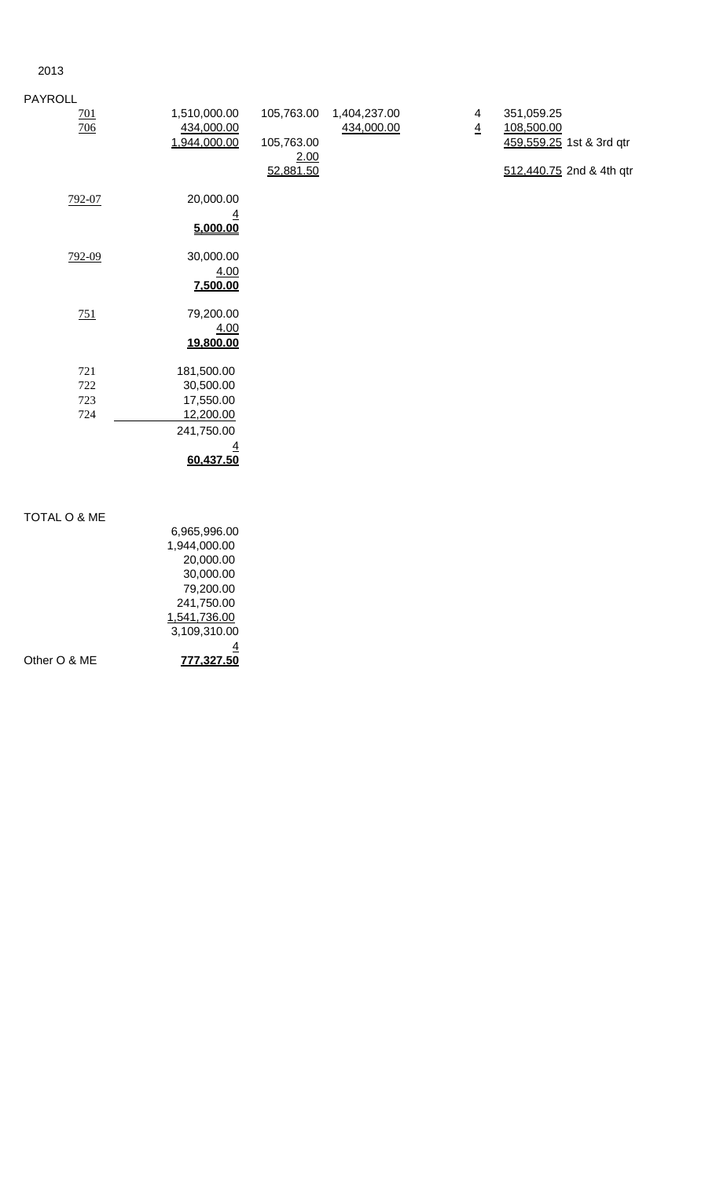2013

PAYROLL

| | | | | | | |
|---|---|---|---|---|---|---|
| 701 | 1,510,000.00 | 105,763.00 | 1,404,237.00 | 4 | 351,059.25 | |
| 706 | 434,000.00 | | 434,000.00 | 4 | 108,500.00 | |
| | 1,944,000.00 | 105,763.00 | | | 459,559.25 | 1st & 3rd qtr |
| | | 2.00 | | | | |
| | | 52,881.50 | | | 512,440.75 | 2nd & 4th qtr |

| | |
|---|---|
| 792-07 | 20,000.00 |
| | 4 |
| | **5,000.00** |
| 792-09 | 30,000.00 |
| | 4.00 |
| | **7,500.00** |
| 751 | 79,200.00 |
| | 4.00 |
| | **19,800.00** |
| 721 | 181,500.00 |
| 722 | 30,500.00 |
| 723 | 17,550.00 |
| 724 | 12,200.00 |
| | 241,750.00 |
| | 4 |
| | **60,437.50** |

TOTAL O & ME

| | |
|---|---|
| | 6,965,996.00 |
| | 1,944,000.00 |
| | 20,000.00 |
| | 30,000.00 |
| | 79,200.00 |
| | 241,750.00 |
| | 1,541,736.00 |
| | 3,109,310.00 |
| | 4 |
| Other O & ME | **777,327.50** |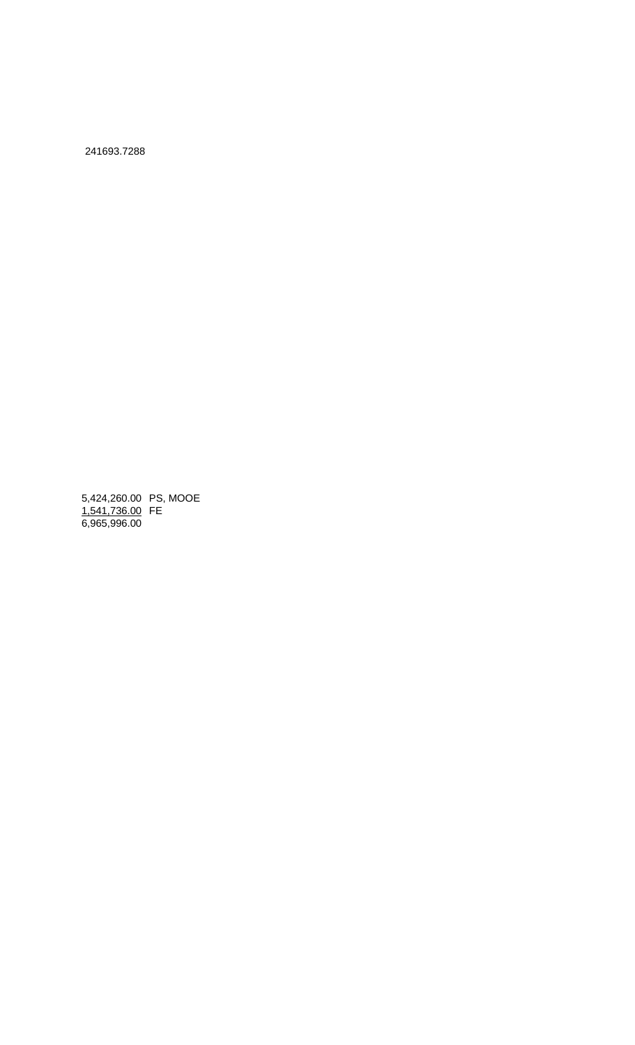241693.7288

|  |  |
|---|---|
| 5,424,260.00 | PS, MOOE |
| 1,541,736.00 | FE |
| 6,965,996.00 |  |